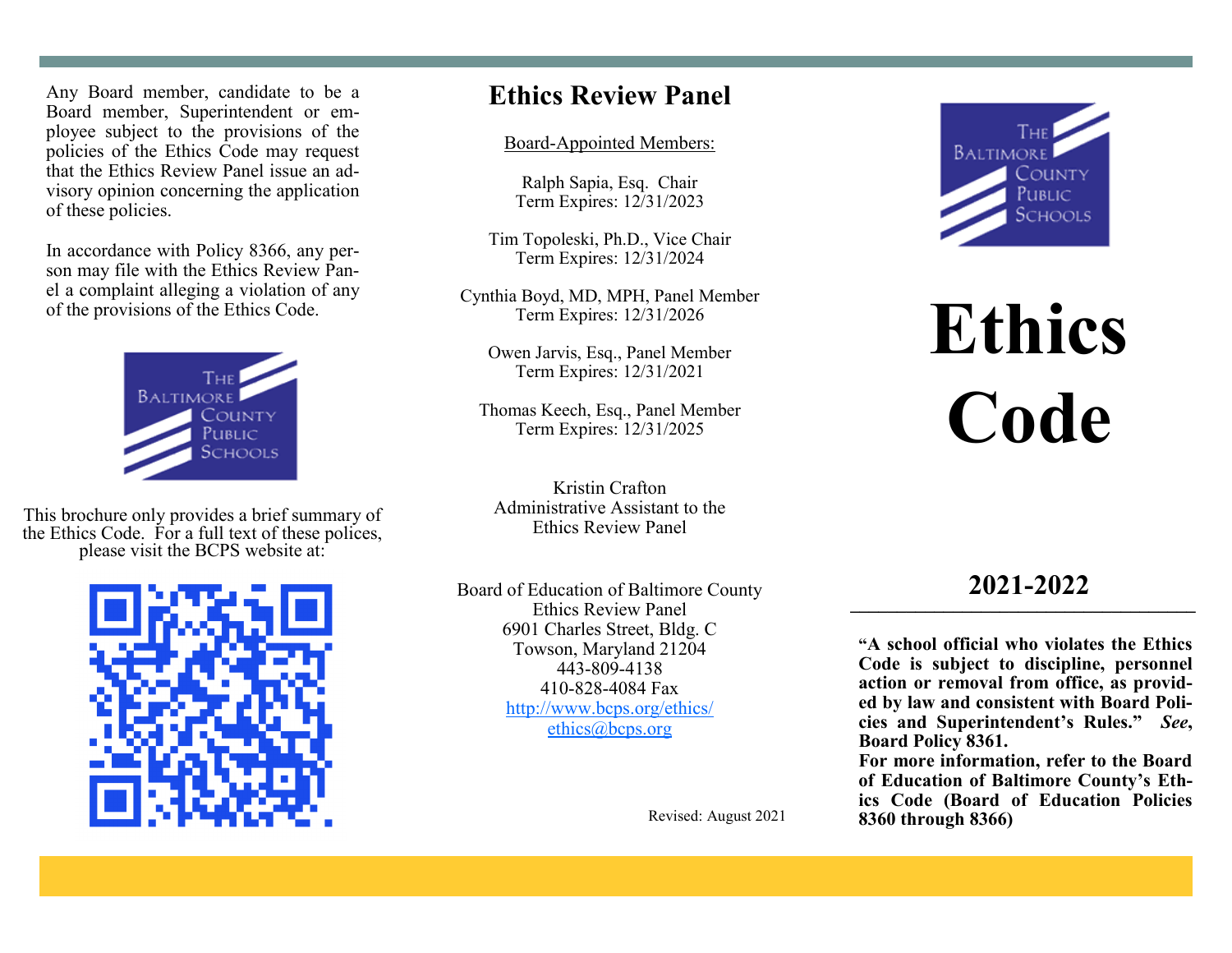Any Board member, candidate to be a Board member, Superintendent or employee subject to the provisions of the policies of the Ethics Code may request that the Ethics Review Panel issue an advisory opinion concerning the application of these policies.

In accordance with Policy 8366, any person may file with the Ethics Review Panel a complaint alleging a violation of any of the provisions of the Ethics Code.

This brochure only provides a brief summary of the Ethics Code. For a full text of these polices, please visit the BCPS website at:

## Ethics Review Panel

Board-Appointed Members:

Ralph Sapia, Esq. Chair
Term Expires: 12/31/2023

Tim Topoleski, Ph.D., Vice Chair
Term Expires: 12/31/2024

Cynthia Boyd, MD, MPH, Panel Member
Term Expires: 12/31/2026

Owen Jarvis, Esq., Panel Member
Term Expires: 12/31/2021

Thomas Keech, Esq., Panel Member
Term Expires: 12/31/2025

Kristin Crafton
Administrative Assistant to the
Ethics Review Panel

Board of Education of Baltimore County
Ethics Review Panel
6901 Charles Street, Bldg. C
Towson, Maryland 21204
443-809-4138
410-828-4084 Fax
http://www.bcps.org/ethics/
ethics@bcps.org

Revised: August 2021

The Baltimore County Public Schools

# Ethics Code

## 2021-2022

**"A school official who violates the Ethics Code is subject to discipline, personnel action or removal from office, as provided by law and consistent with Board Policies and Superintendent's Rules."** ***See*****, Board Policy 8361.**

**For more information, refer to the Board of Education of Baltimore County's Ethics Code (Board of Education Policies 8360 through 8366)**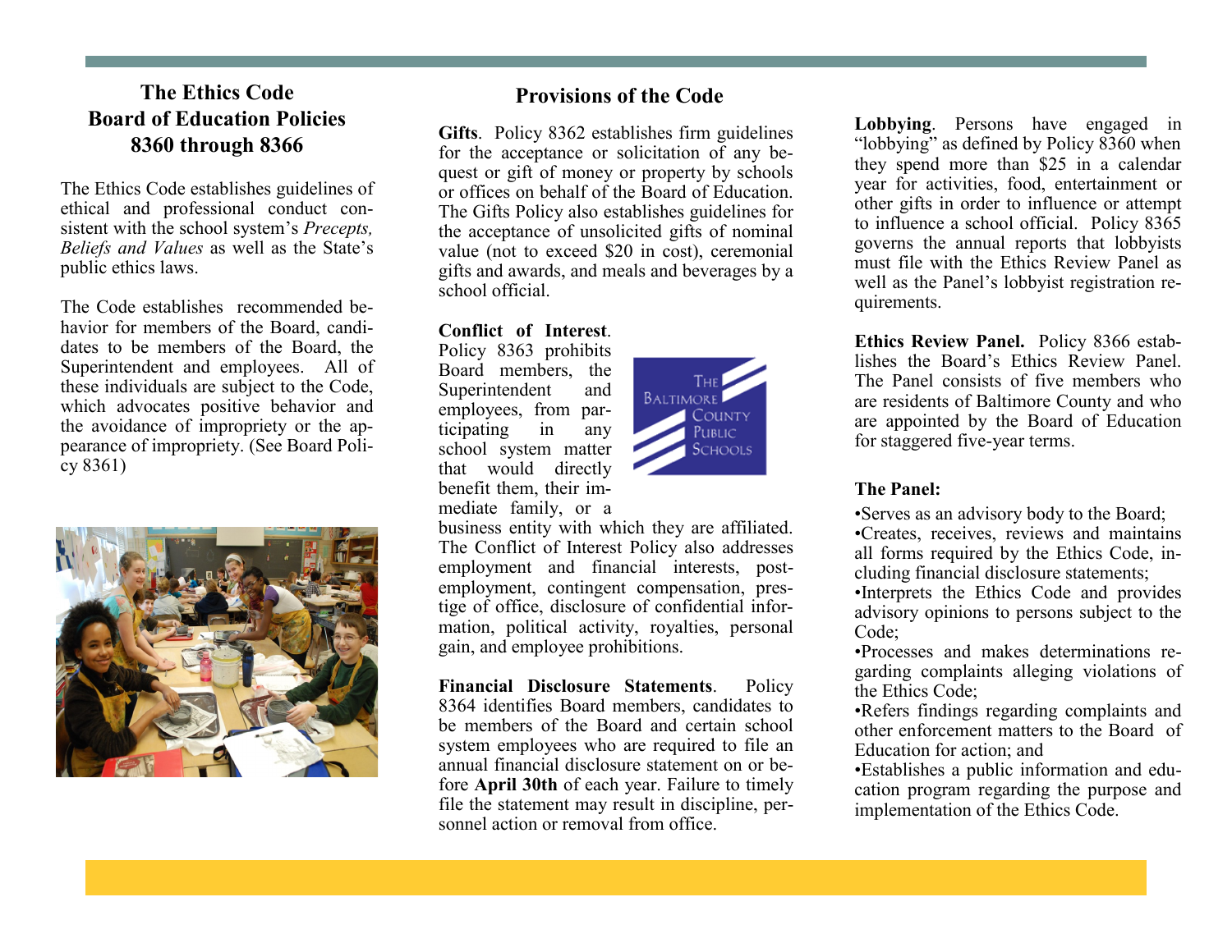## The Ethics Code Board of Education Policies 8360 through 8366

The Ethics Code establishes guidelines of ethical and professional conduct consistent with the school system's *Precepts, Beliefs and Values* as well as the State's public ethics laws.

The Code establishes recommended behavior for members of the Board, candidates to be members of the Board, the Superintendent and employees. All of these individuals are subject to the Code, which advocates positive behavior and the avoidance of impropriety or the appearance of impropriety. (See Board Policy 8361)

## Provisions of the Code

**Gifts**. Policy 8362 establishes firm guidelines for the acceptance or solicitation of any bequest or gift of money or property by schools or offices on behalf of the Board of Education. The Gifts Policy also establishes guidelines for the acceptance of unsolicited gifts of nominal value (not to exceed $20 in cost), ceremonial gifts and awards, and meals and beverages by a school official.

**Conflict of Interest**. Policy 8363 prohibits Board members, the Superintendent and employees, from participating in any school system matter that would directly benefit them, their immediate family, or a business entity with which they are affiliated. The Conflict of Interest Policy also addresses employment and financial interests, post-employment, contingent compensation, prestige of office, disclosure of confidential information, political activity, royalties, personal gain, and employee prohibitions.

**Financial Disclosure Statements**. Policy 8364 identifies Board members, candidates to be members of the Board and certain school system employees who are required to file an annual financial disclosure statement on or before **April 30th** of each year. Failure to timely file the statement may result in discipline, personnel action or removal from office.

**Lobbying**. Persons have engaged in "lobbying" as defined by Policy 8360 when they spend more than $25 in a calendar year for activities, food, entertainment or other gifts in order to influence or attempt to influence a school official. Policy 8365 governs the annual reports that lobbyists must file with the Ethics Review Panel as well as the Panel's lobbyist registration requirements.

**Ethics Review Panel.** Policy 8366 establishes the Board's Ethics Review Panel. The Panel consists of five members who are residents of Baltimore County and who are appointed by the Board of Education for staggered five-year terms.

**The Panel:**

- Serves as an advisory body to the Board;
- Creates, receives, reviews and maintains all forms required by the Ethics Code, including financial disclosure statements;
- Interprets the Ethics Code and provides advisory opinions to persons subject to the Code;
- Processes and makes determinations regarding complaints alleging violations of the Ethics Code;
- Refers findings regarding complaints and other enforcement matters to the Board of Education for action; and
- Establishes a public information and education program regarding the purpose and implementation of the Ethics Code.